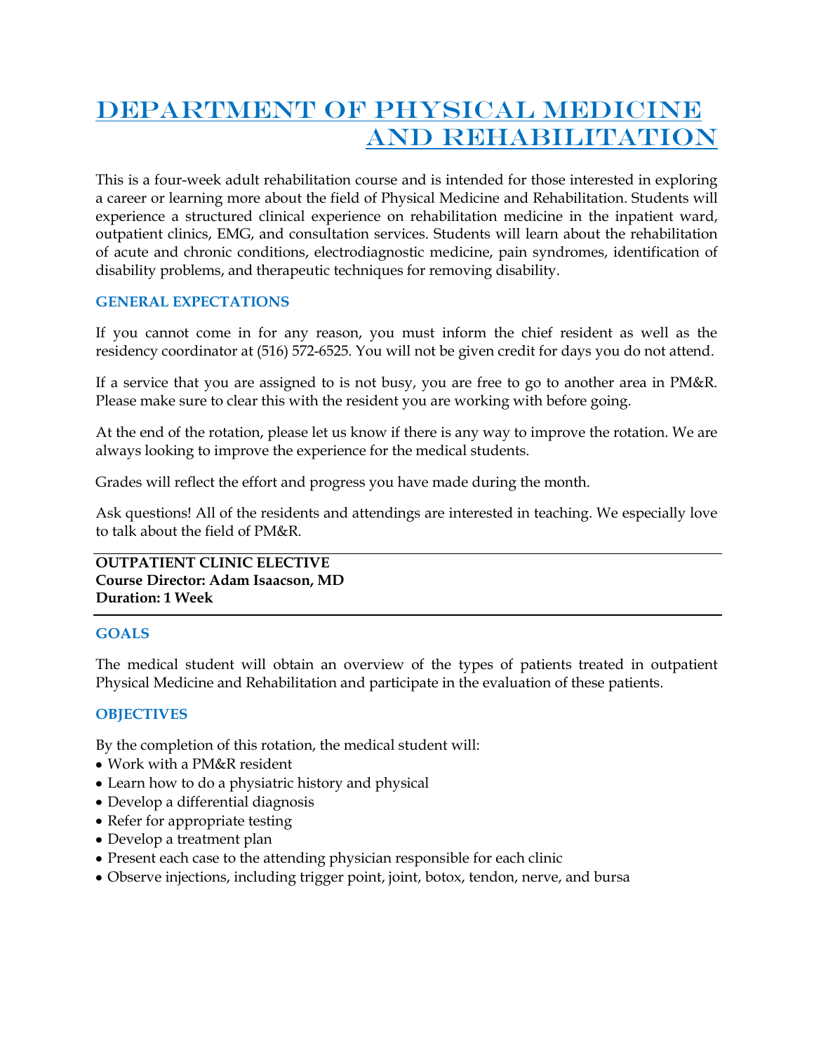# Department of Physical Medicine and Rehabilitation

This is a four-week adult rehabilitation course and is intended for those interested in exploring a career or learning more about the field of Physical Medicine and Rehabilitation. Students will experience a structured clinical experience on rehabilitation medicine in the inpatient ward, outpatient clinics, EMG, and consultation services. Students will learn about the rehabilitation of acute and chronic conditions, electrodiagnostic medicine, pain syndromes, identification of disability problems, and therapeutic techniques for removing disability.

## GENERAL EXPECTATIONS

If you cannot come in for any reason, you must inform the chief resident as well as the residency coordinator at (516) 572-6525. You will not be given credit for days you do not attend.

If a service that you are assigned to is not busy, you are free to go to another area in PM&R. Please make sure to clear this with the resident you are working with before going.

At the end of the rotation, please let us know if there is any way to improve the rotation. We are always looking to improve the experience for the medical students.

Grades will reflect the effort and progress you have made during the month.

Ask questions! All of the residents and attendings are interested in teaching. We especially love to talk about the field of PM&R.

---

**OUTPATIENT CLINIC ELECTIVE**
**Course Director: Adam Isaacson, MD**
**Duration: 1 Week**

---

## GOALS

The medical student will obtain an overview of the types of patients treated in outpatient Physical Medicine and Rehabilitation and participate in the evaluation of these patients.

## OBJECTIVES

By the completion of this rotation, the medical student will:

- Work with a PM&R resident
- Learn how to do a physiatric history and physical
- Develop a differential diagnosis
- Refer for appropriate testing
- Develop a treatment plan
- Present each case to the attending physician responsible for each clinic
- Observe injections, including trigger point, joint, botox, tendon, nerve, and bursa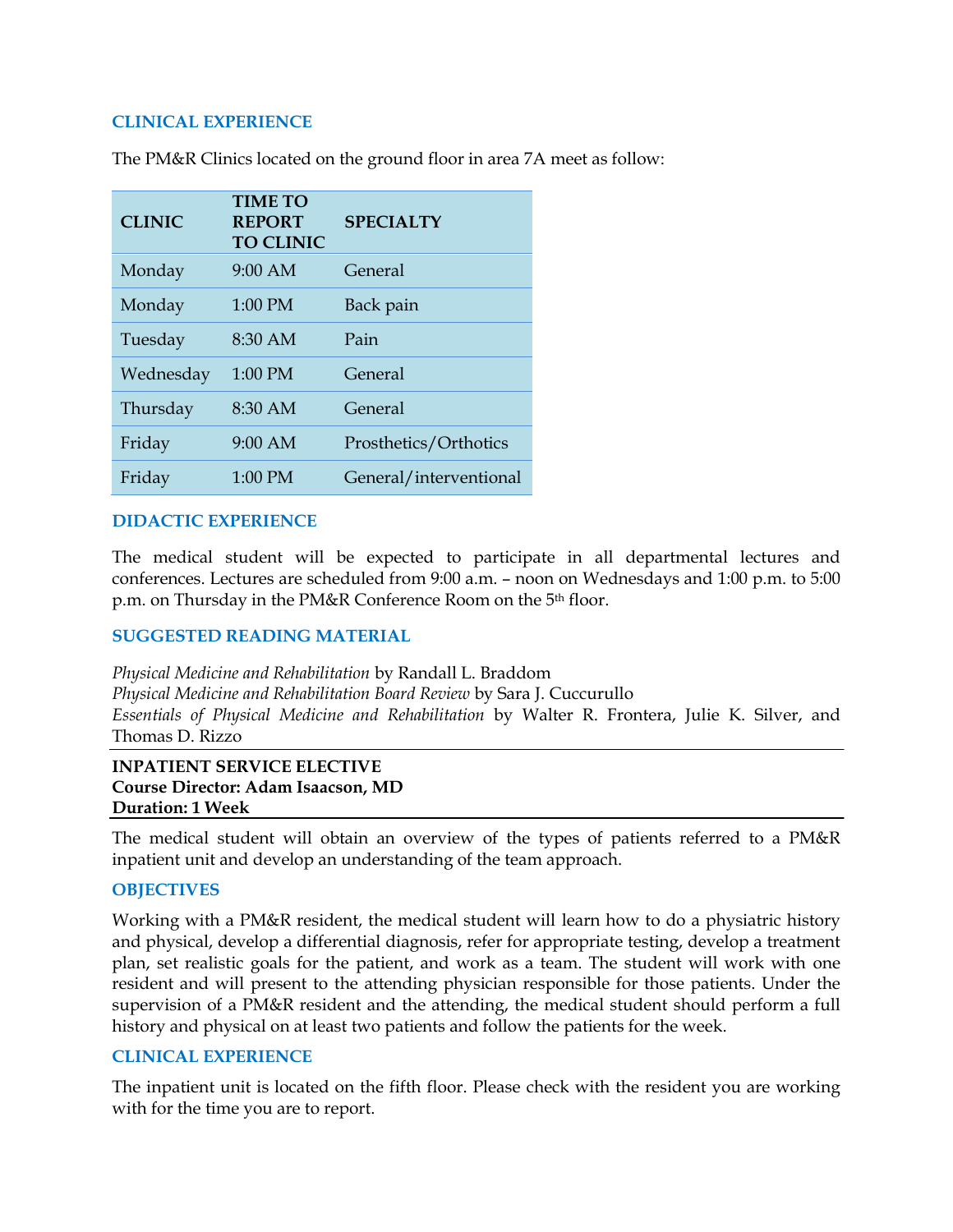### CLINICAL EXPERIENCE

The PM&R Clinics located on the ground floor in area 7A meet as follow:

| CLINIC | TIME TO REPORT TO CLINIC | SPECIALTY |
|---|---|---|
| Monday | 9:00 AM | General |
| Monday | 1:00 PM | Back pain |
| Tuesday | 8:30 AM | Pain |
| Wednesday | 1:00 PM | General |
| Thursday | 8:30 AM | General |
| Friday | 9:00 AM | Prosthetics/Orthotics |
| Friday | 1:00 PM | General/interventional |

### DIDACTIC EXPERIENCE

The medical student will be expected to participate in all departmental lectures and conferences. Lectures are scheduled from 9:00 a.m. – noon on Wednesdays and 1:00 p.m. to 5:00 p.m. on Thursday in the PM&R Conference Room on the 5th floor.

### SUGGESTED READING MATERIAL

*Physical Medicine and Rehabilitation* by Randall L. Braddom
*Physical Medicine and Rehabilitation Board Review* by Sara J. Cuccurullo
*Essentials of Physical Medicine and Rehabilitation* by Walter R. Frontera, Julie K. Silver, and Thomas D. Rizzo

---

**INPATIENT SERVICE ELECTIVE**
**Course Director: Adam Isaacson, MD**
**Duration: 1 Week**

---

The medical student will obtain an overview of the types of patients referred to a PM&R inpatient unit and develop an understanding of the team approach.

### OBJECTIVES

Working with a PM&R resident, the medical student will learn how to do a physiatric history and physical, develop a differential diagnosis, refer for appropriate testing, develop a treatment plan, set realistic goals for the patient, and work as a team. The student will work with one resident and will present to the attending physician responsible for those patients. Under the supervision of a PM&R resident and the attending, the medical student should perform a full history and physical on at least two patients and follow the patients for the week.

### CLINICAL EXPERIENCE

The inpatient unit is located on the fifth floor. Please check with the resident you are working with for the time you are to report.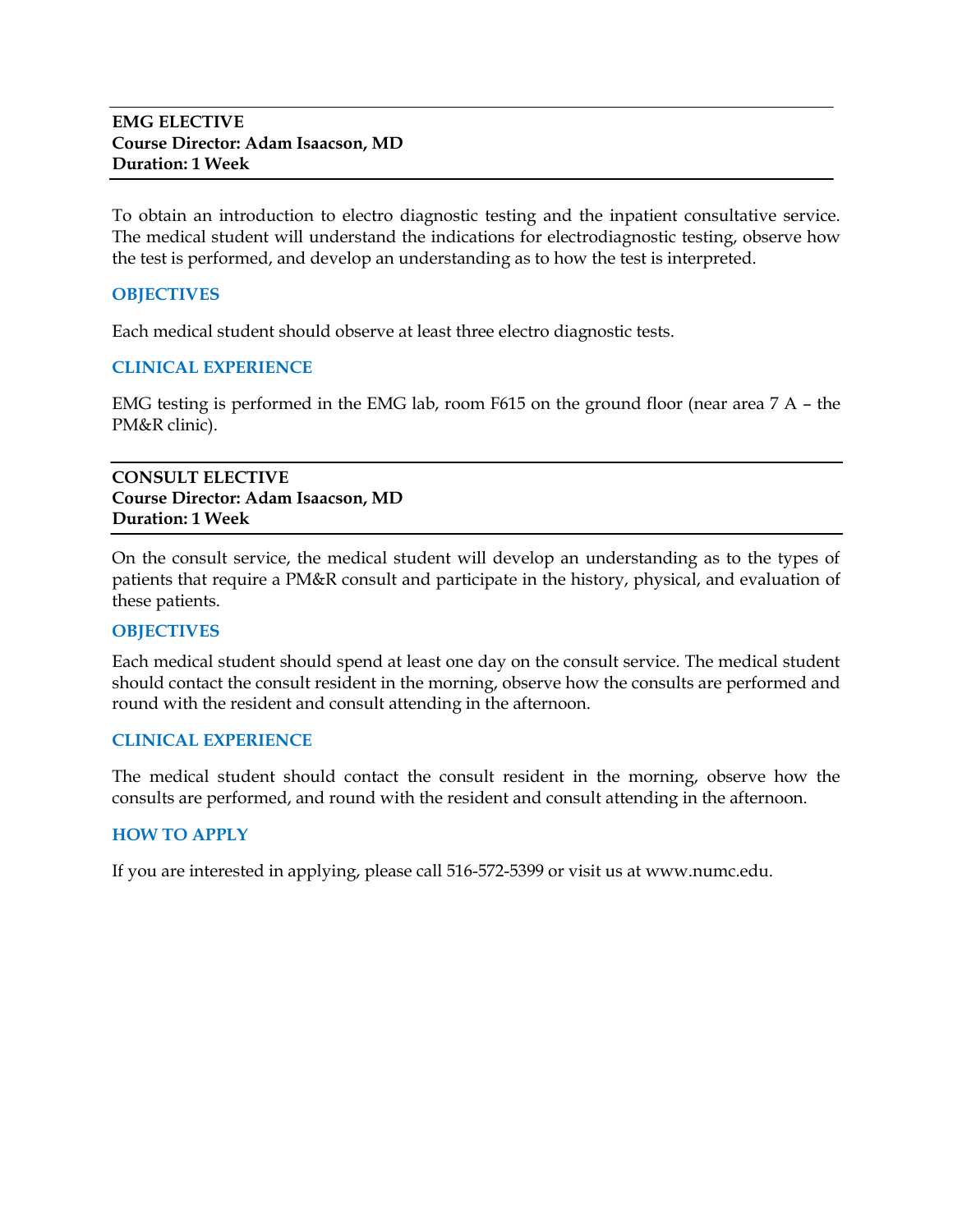**EMG ELECTIVE**
**Course Director: Adam Isaacson, MD**
**Duration: 1 Week**

To obtain an introduction to electro diagnostic testing and the inpatient consultative service. The medical student will understand the indications for electrodiagnostic testing, observe how the test is performed, and develop an understanding as to how the test is interpreted.

### OBJECTIVES

Each medical student should observe at least three electro diagnostic tests.

### CLINICAL EXPERIENCE

EMG testing is performed in the EMG lab, room F615 on the ground floor (near area 7 A – the PM&R clinic).

**CONSULT ELECTIVE**
**Course Director: Adam Isaacson, MD**
**Duration: 1 Week**

On the consult service, the medical student will develop an understanding as to the types of patients that require a PM&R consult and participate in the history, physical, and evaluation of these patients.

### OBJECTIVES

Each medical student should spend at least one day on the consult service. The medical student should contact the consult resident in the morning, observe how the consults are performed and round with the resident and consult attending in the afternoon.

### CLINICAL EXPERIENCE

The medical student should contact the consult resident in the morning, observe how the consults are performed, and round with the resident and consult attending in the afternoon.

### HOW TO APPLY

If you are interested in applying, please call 516-572-5399 or visit us at www.numc.edu.